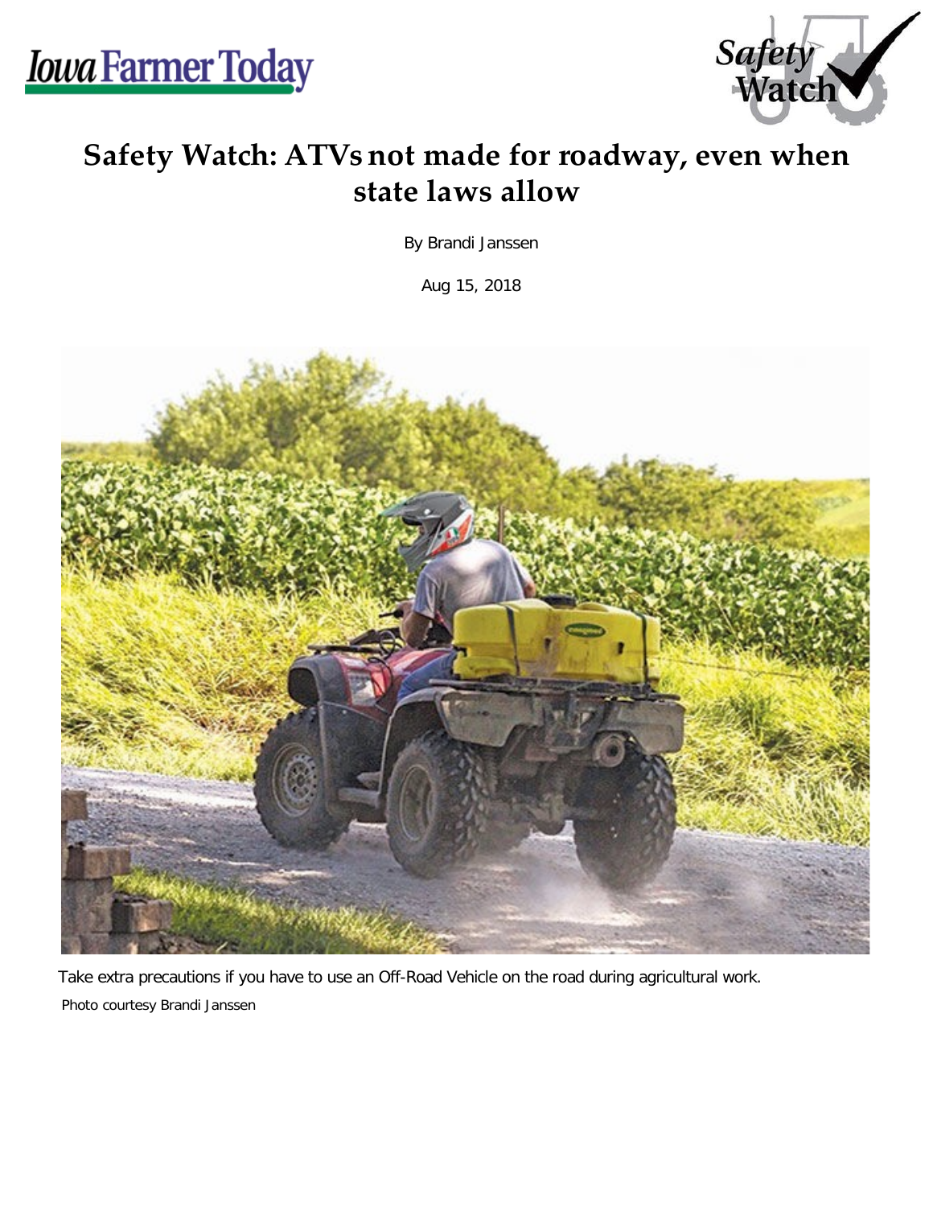# Safety Watch: ATVs not made for roadway, even when state laws allow

By Brandi Janssen

Aug 15, 2018

Take extra precautions if you have to use an Off-Road Vehicle on the road during agricultural work.

Photo courtesy Brandi Janssen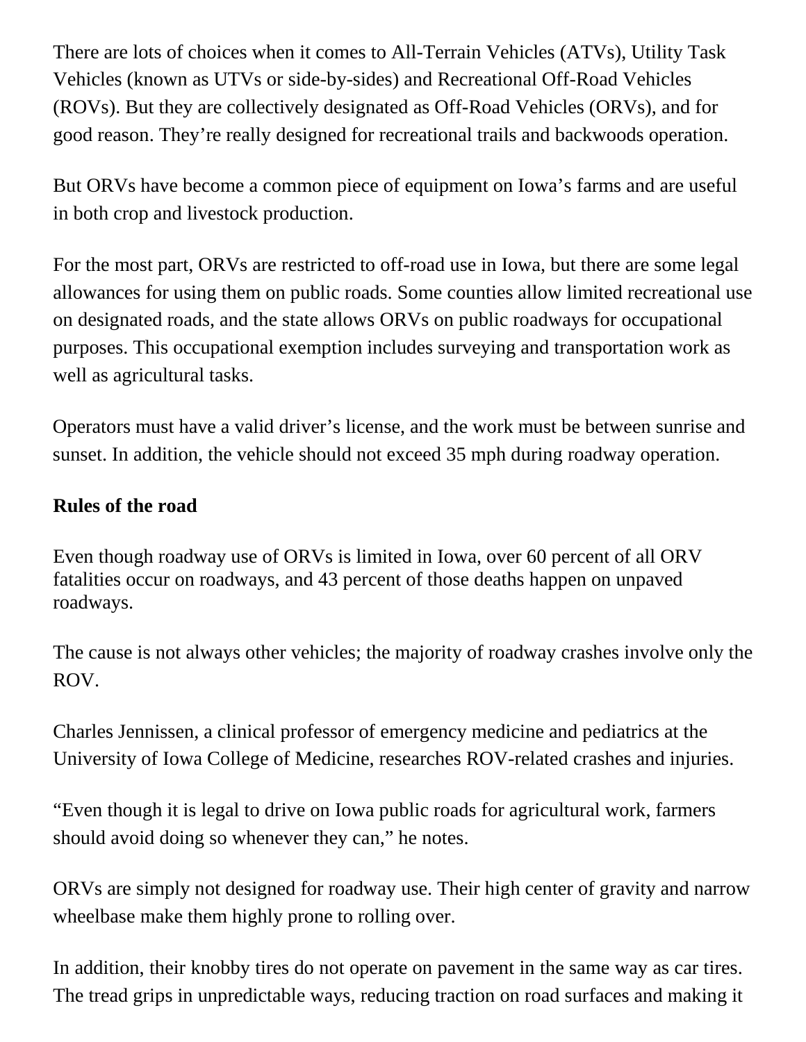There are lots of choices when it comes to All-Terrain Vehicles (ATVs), Utility Task Vehicles (known as UTVs or side-by-sides) and Recreational Off-Road Vehicles (ROVs). But they are collectively designated as Off-Road Vehicles (ORVs), and for good reason. They're really designed for recreational trails and backwoods operation.

But ORVs have become a common piece of equipment on Iowa's farms and are useful in both crop and livestock production.

For the most part, ORVs are restricted to off-road use in Iowa, but there are some legal allowances for using them on public roads. Some counties allow limited recreational use on designated roads, and the state allows ORVs on public roadways for occupational purposes. This occupational exemption includes surveying and transportation work as well as agricultural tasks.

Operators must have a valid driver's license, and the work must be between sunrise and sunset. In addition, the vehicle should not exceed 35 mph during roadway operation.

**Rules of the road**

Even though roadway use of ORVs is limited in Iowa, over 60 percent of all ORV fatalities occur on roadways, and 43 percent of those deaths happen on unpaved roadways.

The cause is not always other vehicles; the majority of roadway crashes involve only the ROV.

Charles Jennissen, a clinical professor of emergency medicine and pediatrics at the University of Iowa College of Medicine, researches ROV-related crashes and injuries.

"Even though it is legal to drive on Iowa public roads for agricultural work, farmers should avoid doing so whenever they can," he notes.

ORVs are simply not designed for roadway use. Their high center of gravity and narrow wheelbase make them highly prone to rolling over.

In addition, their knobby tires do not operate on pavement in the same way as car tires. The tread grips in unpredictable ways, reducing traction on road surfaces and making it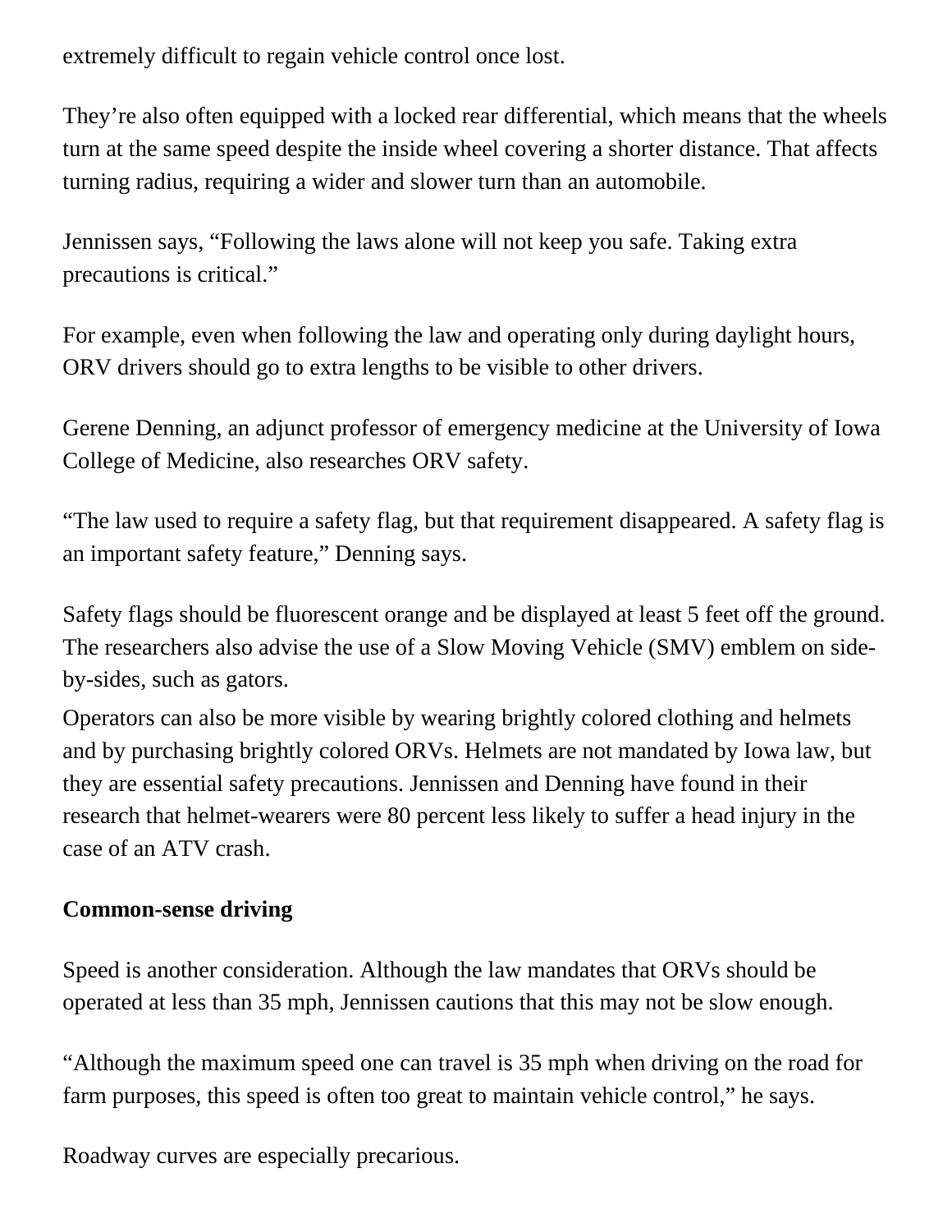extremely difficult to regain vehicle control once lost.

They’re also often equipped with a locked rear differential, which means that the wheels turn at the same speed despite the inside wheel covering a shorter distance. That affects turning radius, requiring a wider and slower turn than an automobile.

Jennissen says, “Following the laws alone will not keep you safe. Taking extra precautions is critical.”

For example, even when following the law and operating only during daylight hours, ORV drivers should go to extra lengths to be visible to other drivers.

Gerene Denning, an adjunct professor of emergency medicine at the University of Iowa College of Medicine, also researches ORV safety.

“The law used to require a safety flag, but that requirement disappeared. A safety flag is an important safety feature,” Denning says.

Safety flags should be fluorescent orange and be displayed at least 5 feet off the ground. The researchers also advise the use of a Slow Moving Vehicle (SMV) emblem on side-by-sides, such as gators.

Operators can also be more visible by wearing brightly colored clothing and helmets and by purchasing brightly colored ORVs. Helmets are not mandated by Iowa law, but they are essential safety precautions. Jennissen and Denning have found in their research that helmet-wearers were 80 percent less likely to suffer a head injury in the case of an ATV crash.

**Common-sense driving**

Speed is another consideration. Although the law mandates that ORVs should be operated at less than 35 mph, Jennissen cautions that this may not be slow enough.

“Although the maximum speed one can travel is 35 mph when driving on the road for farm purposes, this speed is often too great to maintain vehicle control,” he says.

Roadway curves are especially precarious.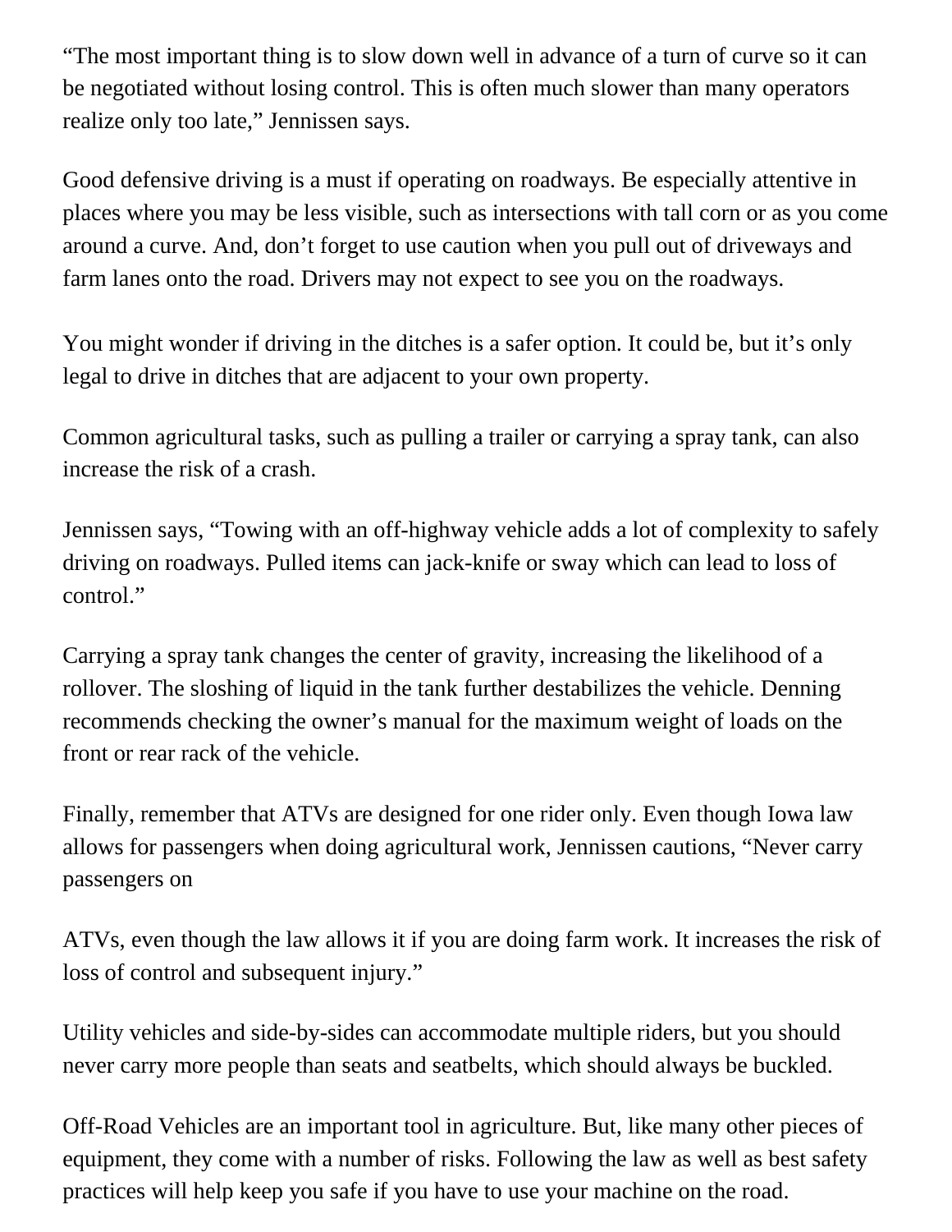“The most important thing is to slow down well in advance of a turn of curve so it can be negotiated without losing control. This is often much slower than many operators realize only too late,” Jennissen says.

Good defensive driving is a must if operating on roadways. Be especially attentive in places where you may be less visible, such as intersections with tall corn or as you come around a curve. And, don’t forget to use caution when you pull out of driveways and farm lanes onto the road. Drivers may not expect to see you on the roadways.

You might wonder if driving in the ditches is a safer option. It could be, but it’s only legal to drive in ditches that are adjacent to your own property.

Common agricultural tasks, such as pulling a trailer or carrying a spray tank, can also increase the risk of a crash.

Jennissen says, “Towing with an off-highway vehicle adds a lot of complexity to safely driving on roadways. Pulled items can jack-knife or sway which can lead to loss of control.”

Carrying a spray tank changes the center of gravity, increasing the likelihood of a rollover. The sloshing of liquid in the tank further destabilizes the vehicle. Denning recommends checking the owner’s manual for the maximum weight of loads on the front or rear rack of the vehicle.

Finally, remember that ATVs are designed for one rider only. Even though Iowa law allows for passengers when doing agricultural work, Jennissen cautions, “Never carry passengers on ATVs, even though the law allows it if you are doing farm work. It increases the risk of loss of control and subsequent injury.”

Utility vehicles and side-by-sides can accommodate multiple riders, but you should never carry more people than seats and seatbelts, which should always be buckled.

Off-Road Vehicles are an important tool in agriculture. But, like many other pieces of equipment, they come with a number of risks. Following the law as well as best safety practices will help keep you safe if you have to use your machine on the road.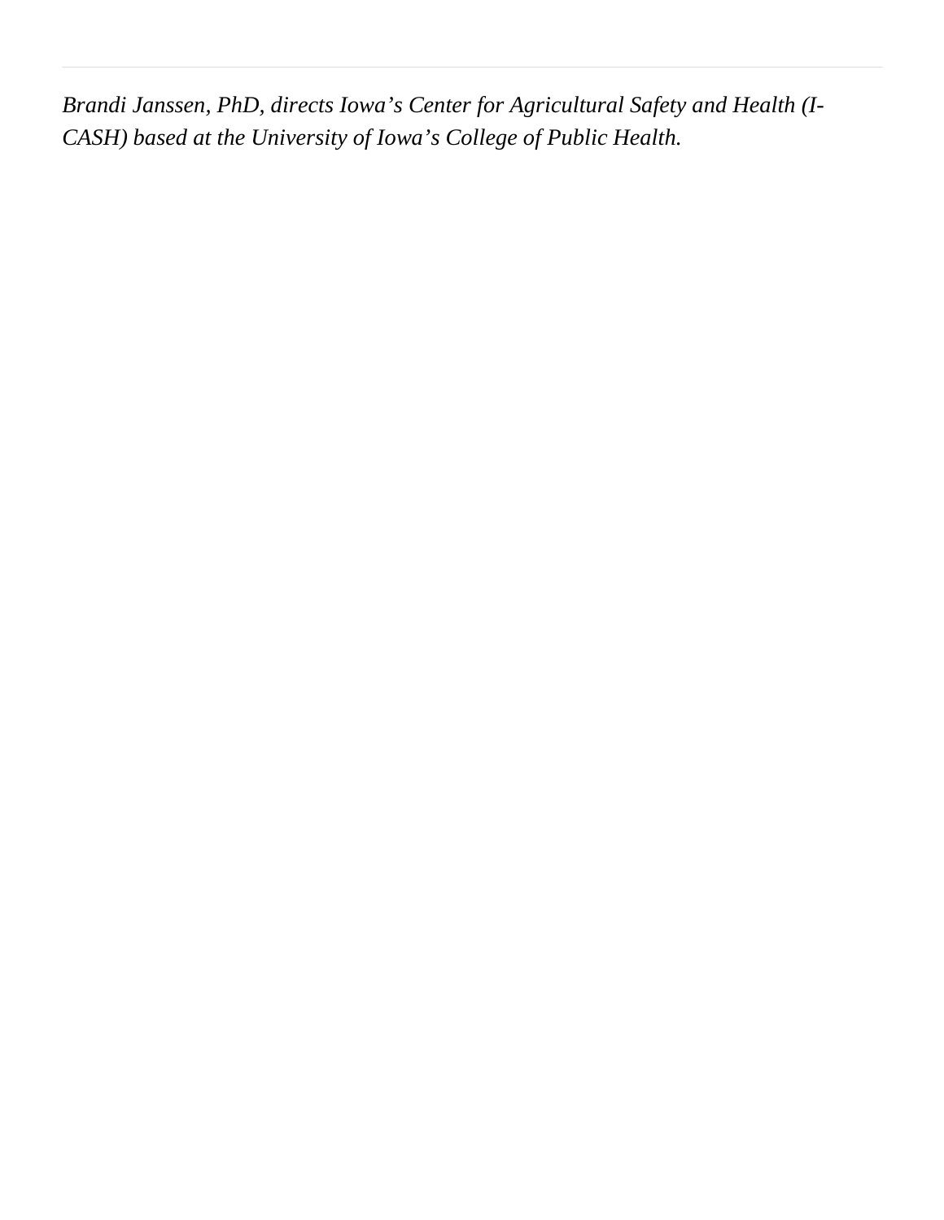---

*Brandi Janssen, PhD, directs Iowa's Center for Agricultural Safety and Health (I-CASH) based at the University of Iowa's College of Public Health.*